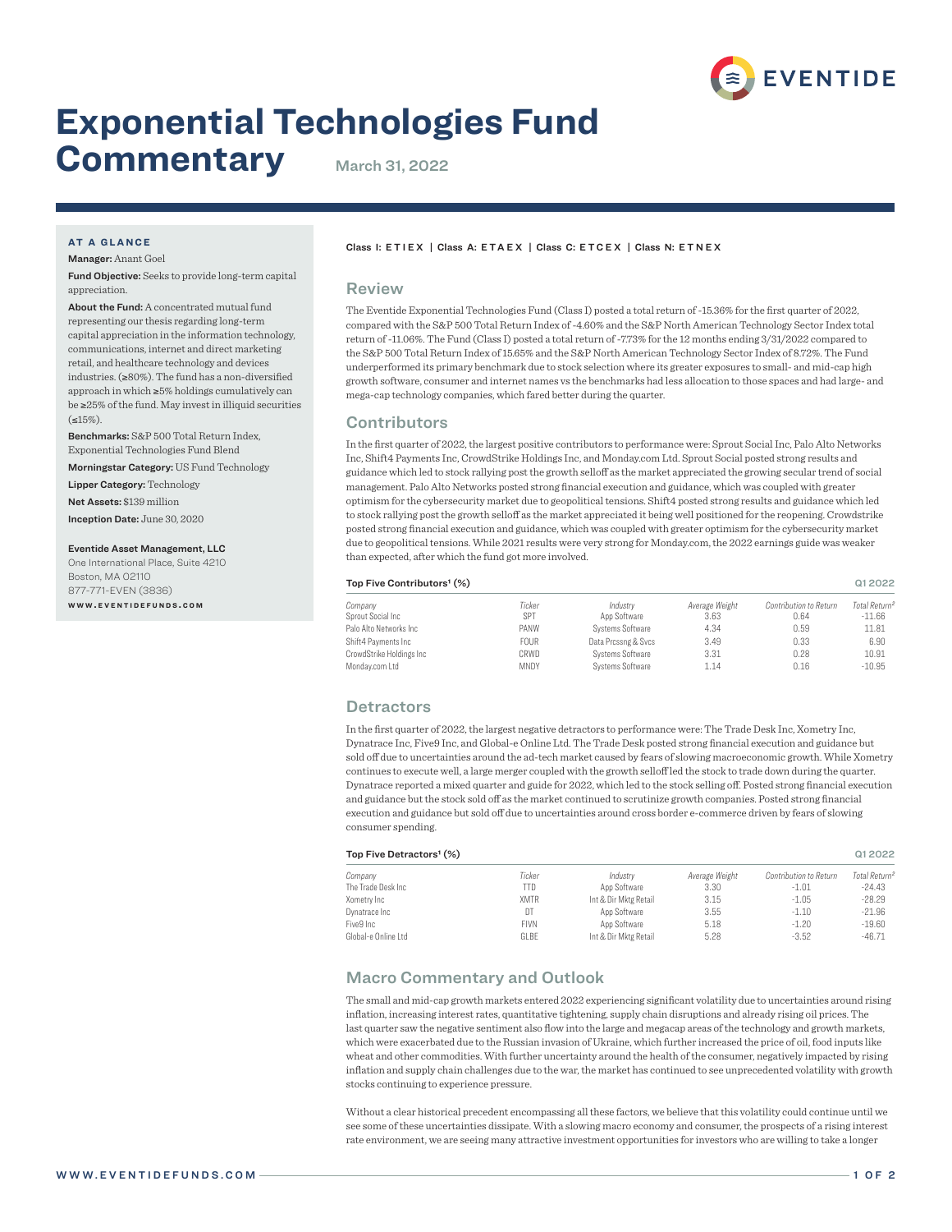EVENTIDE

# Exponential Technologies Fund Commentary

March 31, 2022

**AT A GLANCE**

**Manager:** Anant Goel

**Fund Objective:** Seeks to provide long-term capital appreciation.

**About the Fund:** A concentrated mutual fund representing our thesis regarding long-term capital appreciation in the information technology, communications, internet and direct marketing retail, and healthcare technology and devices industries. (≥80%). The fund has a non-diversified approach in which ≥5% holdings cumulatively can be ≥25% of the fund. May invest in illiquid securities (≤15%).

**Benchmarks:** S&P 500 Total Return Index, Exponential Technologies Fund Blend

**Morningstar Category:** US Fund Technology

**Lipper Category:** Technology

**Net Assets:** $139 million

**Inception Date:** June 30, 2020

**Eventide Asset Management, LLC**
One International Place, Suite 4210
Boston, MA 02110
877-771-EVEN (3836)
WWW.EVENTIDEFUNDS.COM

Class I: ETIEX | Class A: ETAEX | Class C: ETCEX | Class N: ETNEX

## Review

The Eventide Exponential Technologies Fund (Class I) posted a total return of -15.36% for the first quarter of 2022, compared with the S&P 500 Total Return Index of -4.60% and the S&P North American Technology Sector Index total return of -11.06%. The Fund (Class I) posted a total return of -7.73% for the 12 months ending 3/31/2022 compared to the S&P 500 Total Return Index of 15.65% and the S&P North American Technology Sector Index of 8.72%. The Fund underperformed its primary benchmark due to stock selection where its greater exposures to small- and mid-cap high growth software, consumer and internet names vs the benchmarks had less allocation to those spaces and had large- and mega-cap technology companies, which fared better during the quarter.

## Contributors

In the first quarter of 2022, the largest positive contributors to performance were: Sprout Social Inc, Palo Alto Networks Inc, Shift4 Payments Inc, CrowdStrike Holdings Inc, and Monday.com Ltd. Sprout Social posted strong results and guidance which led to stock rallying post the growth selloff as the market appreciated the growing secular trend of social management. Palo Alto Networks posted strong financial execution and guidance, which was coupled with greater optimism for the cybersecurity market due to geopolitical tensions. Shift4 posted strong results and guidance which led to stock rallying post the growth selloff as the market appreciated it being well positioned for the reopening. Crowdstrike posted strong financial execution and guidance, which was coupled with greater optimism for the cybersecurity market due to geopolitical tensions. While 2021 results were very strong for Monday.com, the 2022 earnings guide was weaker than expected, after which the fund got more involved.

**Top Five Contributors[1] (%)** — Q1 2022

| Company | Ticker | Industry | Average Weight | Contribution to Return | Total Return[2] |
|---|---|---|---|---|---|
| Sprout Social Inc | SPT | App Software | 3.63 | 0.64 | -11.66 |
| Palo Alto Networks Inc | PANW | Systems Software | 4.34 | 0.59 | 11.81 |
| Shift4 Payments Inc | FOUR | Data Prcssng & Svcs | 3.49 | 0.33 | 6.90 |
| CrowdStrike Holdings Inc | CRWD | Systems Software | 3.31 | 0.28 | 10.91 |
| Monday.com Ltd | MNDY | Systems Software | 1.14 | 0.16 | -10.95 |

## Detractors

In the first quarter of 2022, the largest negative detractors to performance were: The Trade Desk Inc, Xometry Inc, Dynatrace Inc, Five9 Inc, and Global-e Online Ltd. The Trade Desk posted strong financial execution and guidance but sold off due to uncertainties around the ad-tech market caused by fears of slowing macroeconomic growth. While Xometry continues to execute well, a large merger coupled with the growth selloff led the stock to trade down during the quarter. Dynatrace reported a mixed quarter and guide for 2022, which led to the stock selling off. Posted strong financial execution and guidance but the stock sold off as the market continued to scrutinize growth companies. Posted strong financial execution and guidance but sold off due to uncertainties around cross border e-commerce driven by fears of slowing consumer spending.

**Top Five Detractors[1] (%)** — Q1 2022

| Company | Ticker | Industry | Average Weight | Contribution to Return | Total Return[2] |
|---|---|---|---|---|---|
| The Trade Desk Inc | TTD | App Software | 3.30 | -1.01 | -24.43 |
| Xometry Inc | XMTR | Int & Dir Mktg Retail | 3.15 | -1.05 | -28.29 |
| Dynatrace Inc | DT | App Software | 3.55 | -1.10 | -21.96 |
| Five9 Inc | FIVN | App Software | 5.18 | -1.20 | -19.60 |
| Global-e Online Ltd | GLBE | Int & Dir Mktg Retail | 5.28 | -3.52 | -46.71 |

## Macro Commentary and Outlook

The small and mid-cap growth markets entered 2022 experiencing significant volatility due to uncertainties around rising inflation, increasing interest rates, quantitative tightening, supply chain disruptions and already rising oil prices. The last quarter saw the negative sentiment also flow into the large and megacap areas of the technology and growth markets, which were exacerbated due to the Russian invasion of Ukraine, which further increased the price of oil, food inputs like wheat and other commodities. With further uncertainty around the health of the consumer, negatively impacted by rising inflation and supply chain challenges due to the war, the market has continued to see unprecedented volatility with growth stocks continuing to experience pressure.

Without a clear historical precedent encompassing all these factors, we believe that this volatility could continue until we see some of these uncertainties dissipate. With a slowing macro economy and consumer, the prospects of a rising interest rate environment, we are seeing many attractive investment opportunities for investors who are willing to take a longer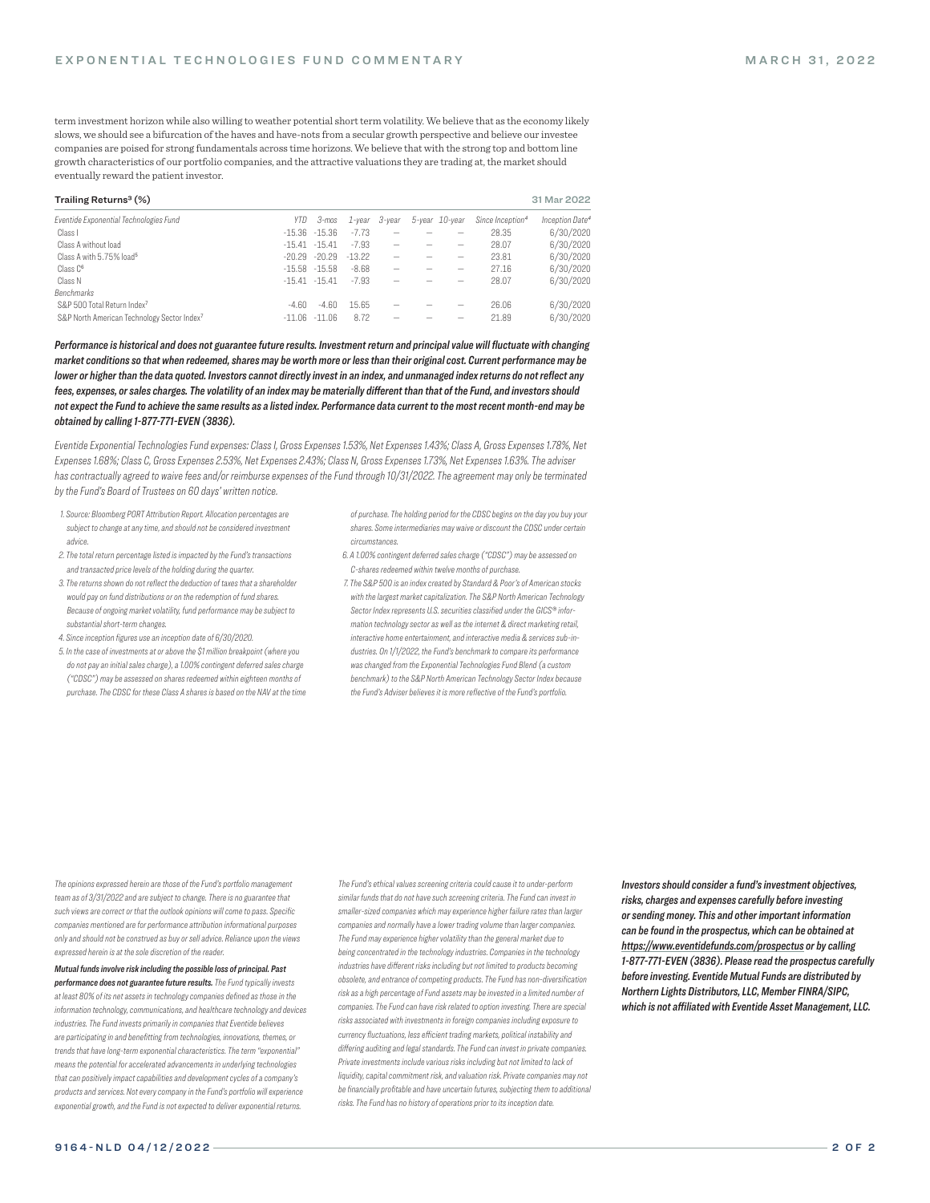term investment horizon while also willing to weather potential short term volatility. We believe that as the economy likely slows, we should see a bifurcation of the haves and have-nots from a secular growth perspective and believe our investee companies are poised for strong fundamentals across time horizons. We believe that with the strong top and bottom line growth characteristics of our portfolio companies, and the attractive valuations they are trading at, the market should eventually reward the patient investor.

**Trailing Returns[3] (%)** — 31 Mar 2022

| Eventide Exponential Technologies Fund | YTD | 3-mos | 1-year | 3-year | 5-year | 10-year | Since Inception[4] | Inception Date[4] |
|---|---|---|---|---|---|---|---|---|
| Class I | -15.36 | -15.36 | -7.73 | – | – | – | 28.35 | 6/30/2020 |
| Class A without load | -15.41 | -15.41 | -7.93 | – | – | – | 28.07 | 6/30/2020 |
| Class A with 5.75% load[5] | -20.29 | -20.29 | -13.22 | – | – | – | 23.81 | 6/30/2020 |
| Class C[6] | -15.58 | -15.58 | -8.68 | – | – | – | 27.16 | 6/30/2020 |
| Class N | -15.41 | -15.41 | -7.93 | – | – | – | 28.07 | 6/30/2020 |
| *Benchmarks* | | | | | | | | |
| S&P 500 Total Return Index[7] | -4.60 | -4.60 | 15.65 | – | – | – | 26.06 | 6/30/2020 |
| S&P North American Technology Sector Index[7] | -11.06 | -11.06 | 8.72 | – | – | – | 21.89 | 6/30/2020 |

***Performance is historical and does not guarantee future results. Investment return and principal value will fluctuate with changing market conditions so that when redeemed, shares may be worth more or less than their original cost. Current performance may be lower or higher than the data quoted. Investors cannot directly invest in an index, and unmanaged index returns do not reflect any fees, expenses, or sales charges. The volatility of an index may be materially different than that of the Fund, and investors should not expect the Fund to achieve the same results as a listed index. Performance data current to the most recent month-end may be obtained by calling 1-877-771-EVEN (3836).***

*Eventide Exponential Technologies Fund expenses: Class I, Gross Expenses 1.53%, Net Expenses 1.43%; Class A, Gross Expenses 1.78%, Net Expenses 1.68%; Class C, Gross Expenses 2.53%, Net Expenses 2.43%; Class N, Gross Expenses 1.73%, Net Expenses 1.63%. The adviser has contractually agreed to waive fees and/or reimburse expenses of the Fund through 10/31/2022. The agreement may only be terminated by the Fund's Board of Trustees on 60 days' written notice.*

1. *Source: Bloomberg PORT Attribution Report. Allocation percentages are subject to change at any time, and should not be considered investment advice.*
2. *The total return percentage listed is impacted by the Fund's transactions and transacted price levels of the holding during the quarter.*
3. *The returns shown do not reflect the deduction of taxes that a shareholder would pay on fund distributions or on the redemption of fund shares. Because of ongoing market volatility, fund performance may be subject to substantial short-term changes.*
4. *Since inception figures use an inception date of 6/30/2020.*
5. *In the case of investments at or above the $1 million breakpoint (where you do not pay an initial sales charge), a 1.00% contingent deferred sales charge ("CDSC") may be assessed on shares redeemed within eighteen months of purchase. The CDSC for these Class A shares is based on the NAV at the time of purchase. The holding period for the CDSC begins on the day you buy your shares. Some intermediaries may waive or discount the CDSC under certain circumstances.*
6. *A 1.00% contingent deferred sales charge ("CDSC") may be assessed on C-shares redeemed within twelve months of purchase.*
7. *The S&P 500 is an index created by Standard & Poor's of American stocks with the largest market capitalization. The S&P North American Technology Sector Index represents U.S. securities classified under the GICS® information technology sector as well as the internet & direct marketing retail, interactive home entertainment, and interactive media & services sub-industries. On 1/1/2022, the Fund's benchmark to compare its performance was changed from the Exponential Technologies Fund Blend (a custom benchmark) to the S&P North American Technology Sector Index because the Fund's Adviser believes it is more reflective of the Fund's portfolio.*

*The opinions expressed herein are those of the Fund's portfolio management team as of 3/31/2022 and are subject to change. There is no guarantee that such views are correct or that the outlook opinions will come to pass. Specific companies mentioned are for performance attribution informational purposes only and should not be construed as buy or sell advice. Reliance upon the views expressed herein is at the sole discretion of the reader.*

***Mutual funds involve risk including the possible loss of principal. Past performance does not guarantee future results.*** *The Fund typically invests at least 80% of its net assets in technology companies defined as those in the information technology, communications, and healthcare technology and devices industries. The Fund invests primarily in companies that Eventide believes are participating in and benefitting from technologies, innovations, themes, or trends that have long-term exponential characteristics. The term "exponential" means the potential for accelerated advancements in underlying technologies that can positively impact capabilities and development cycles of a company's products and services. Not every company in the Fund's portfolio will experience exponential growth, and the Fund is not expected to deliver exponential returns.*

*The Fund's ethical values screening criteria could cause it to under-perform similar funds that do not have such screening criteria. The Fund can invest in smaller-sized companies which may experience higher failure rates than larger companies and normally have a lower trading volume than larger companies. The Fund may experience higher volatility than the general market due to being concentrated in the technology industries. Companies in the technology industries have different risks including but not limited to products becoming obsolete, and entrance of competing products. The Fund has non-diversification risk as a high percentage of Fund assets may be invested in a limited number of companies. The Fund can have risk related to option investing. There are special risks associated with investments in foreign companies including exposure to currency fluctuations, less efficient trading markets, political instability and differing auditing and legal standards. The Fund can invest in private companies. Private investments include various risks including but not limited to lack of liquidity, capital commitment risk, and valuation risk. Private companies may not be financially profitable and have uncertain futures, subjecting them to additional risks. The Fund has no history of operations prior to its inception date.*

***Investors should consider a fund's investment objectives, risks, charges and expenses carefully before investing or sending money. This and other important information can be found in the prospectus, which can be obtained at https://www.eventidefunds.com/prospectus or by calling 1-877-771-EVEN (3836). Please read the prospectus carefully before investing. Eventide Mutual Funds are distributed by Northern Lights Distributors, LLC, Member FINRA/SIPC, which is not affiliated with Eventide Asset Management, LLC.***

9164-NLD 04/12/2022